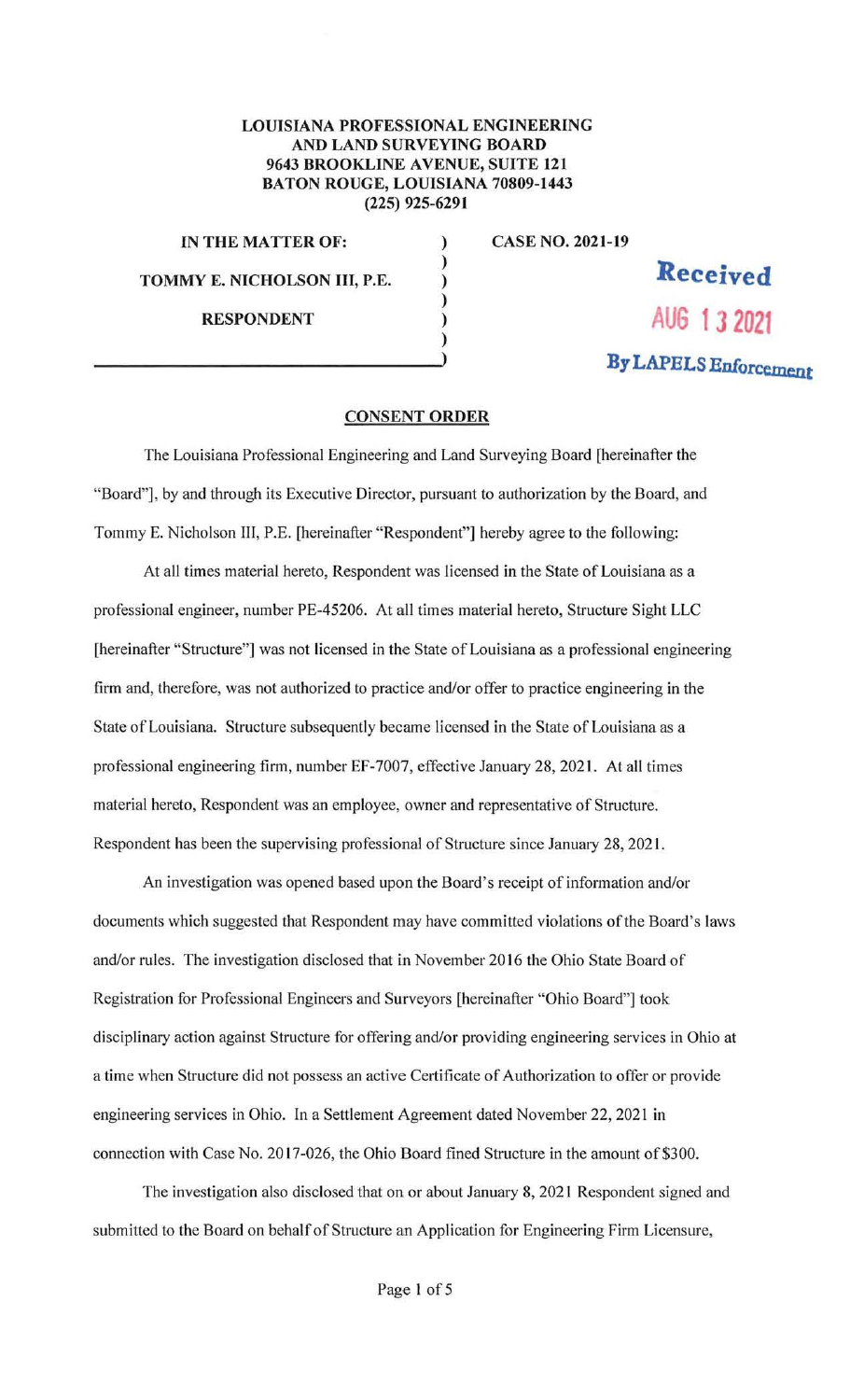**LOUISIANA PROFESSIONAL ENGINEERING
AND LAND SURVEYING BOARD
9643 BROOKLINE AVENUE, SUITE 121
BATON ROUGE, LOUISIANA 70809-1443
(225) 925-6291**

**IN THE MATTER OF:** ) **CASE NO. 2021-19**

**TOMMY E. NICHOLSON III, P.E.** )

**RESPONDENT** )

**Received
AUG 13 2021
By LAPELS Enforcement**

## CONSENT ORDER

The Louisiana Professional Engineering and Land Surveying Board [hereinafter the "Board"], by and through its Executive Director, pursuant to authorization by the Board, and Tommy E. Nicholson III, P.E. [hereinafter "Respondent"] hereby agree to the following:

At all times material hereto, Respondent was licensed in the State of Louisiana as a professional engineer, number PE-45206. At all times material hereto, Structure Sight LLC [hereinafter "Structure"] was not licensed in the State of Louisiana as a professional engineering firm and, therefore, was not authorized to practice and/or offer to practice engineering in the State of Louisiana. Structure subsequently became licensed in the State of Louisiana as a professional engineering firm, number EF-7007, effective January 28, 2021. At all times material hereto, Respondent was an employee, owner and representative of Structure. Respondent has been the supervising professional of Structure since January 28, 2021.

An investigation was opened based upon the Board's receipt of information and/or documents which suggested that Respondent may have committed violations of the Board's laws and/or rules. The investigation disclosed that in November 2016 the Ohio State Board of Registration for Professional Engineers and Surveyors [hereinafter "Ohio Board"] took disciplinary action against Structure for offering and/or providing engineering services in Ohio at a time when Structure did not possess an active Certificate of Authorization to offer or provide engineering services in Ohio. In a Settlement Agreement dated November 22, 2021 in connection with Case No. 2017-026, the Ohio Board fined Structure in the amount of $300.

The investigation also disclosed that on or about January 8, 2021 Respondent signed and submitted to the Board on behalf of Structure an Application for Engineering Firm Licensure,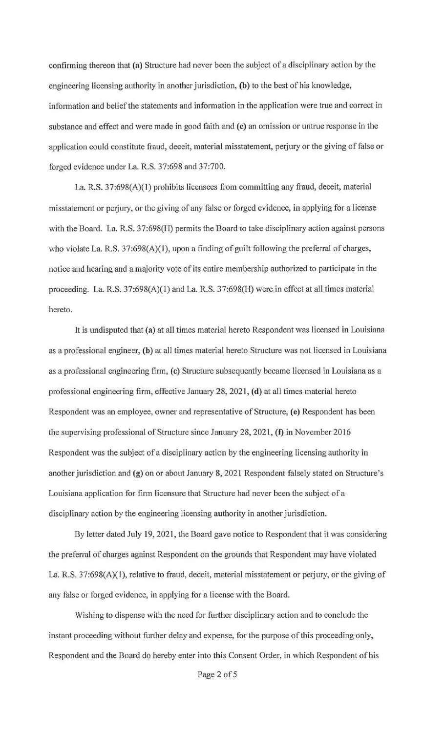confirming thereon that **(a)** Structure had never been the subject of a disciplinary action by the engineering licensing authority in another jurisdiction, **(b)** to the best of his knowledge, information and belief the statements and information in the application were true and correct in substance and effect and were made in good faith and **(c)** an omission or untrue response in the application could constitute fraud, deceit, material misstatement, perjury or the giving of false or forged evidence under La. R.S. 37:698 and 37:700.

La. R.S. 37:698(A)(1) prohibits licensees from committing any fraud, deceit, material misstatement or perjury, or the giving of any false or forged evidence, in applying for a license with the Board. La. R.S. 37:698(H) permits the Board to take disciplinary action against persons who violate La. R.S. 37:698(A)(1), upon a finding of guilt following the preferral of charges, notice and hearing and a majority vote of its entire membership authorized to participate in the proceeding. La. R.S. 37:698(A)(1) and La. R.S. 37:698(H) were in effect at all times material hereto.

It is undisputed that **(a)** at all times material hereto Respondent was licensed in Louisiana as a professional engineer, **(b)** at all times material hereto Structure was not licensed in Louisiana as a professional engineering firm, **(c)** Structure subsequently became licensed in Louisiana as a professional engineering firm, effective January 28, 2021, **(d)** at all times material hereto Respondent was an employee, owner and representative of Structure, **(e)** Respondent has been the supervising professional of Structure since January 28, 2021, **(f)** in November 2016 Respondent was the subject of a disciplinary action by the engineering licensing authority in another jurisdiction and **(g)** on or about January 8, 2021 Respondent falsely stated on Structure's Louisiana application for firm licensure that Structure had never been the subject of a disciplinary action by the engineering licensing authority in another jurisdiction.

By letter dated July 19, 2021, the Board gave notice to Respondent that it was considering the preferral of charges against Respondent on the grounds that Respondent may have violated La. R.S. 37:698(A)(1), relative to fraud, deceit, material misstatement or perjury, or the giving of any false or forged evidence, in applying for a license with the Board.

Wishing to dispense with the need for further disciplinary action and to conclude the instant proceeding without further delay and expense, for the purpose of this proceeding only, Respondent and the Board do hereby enter into this Consent Order, in which Respondent of his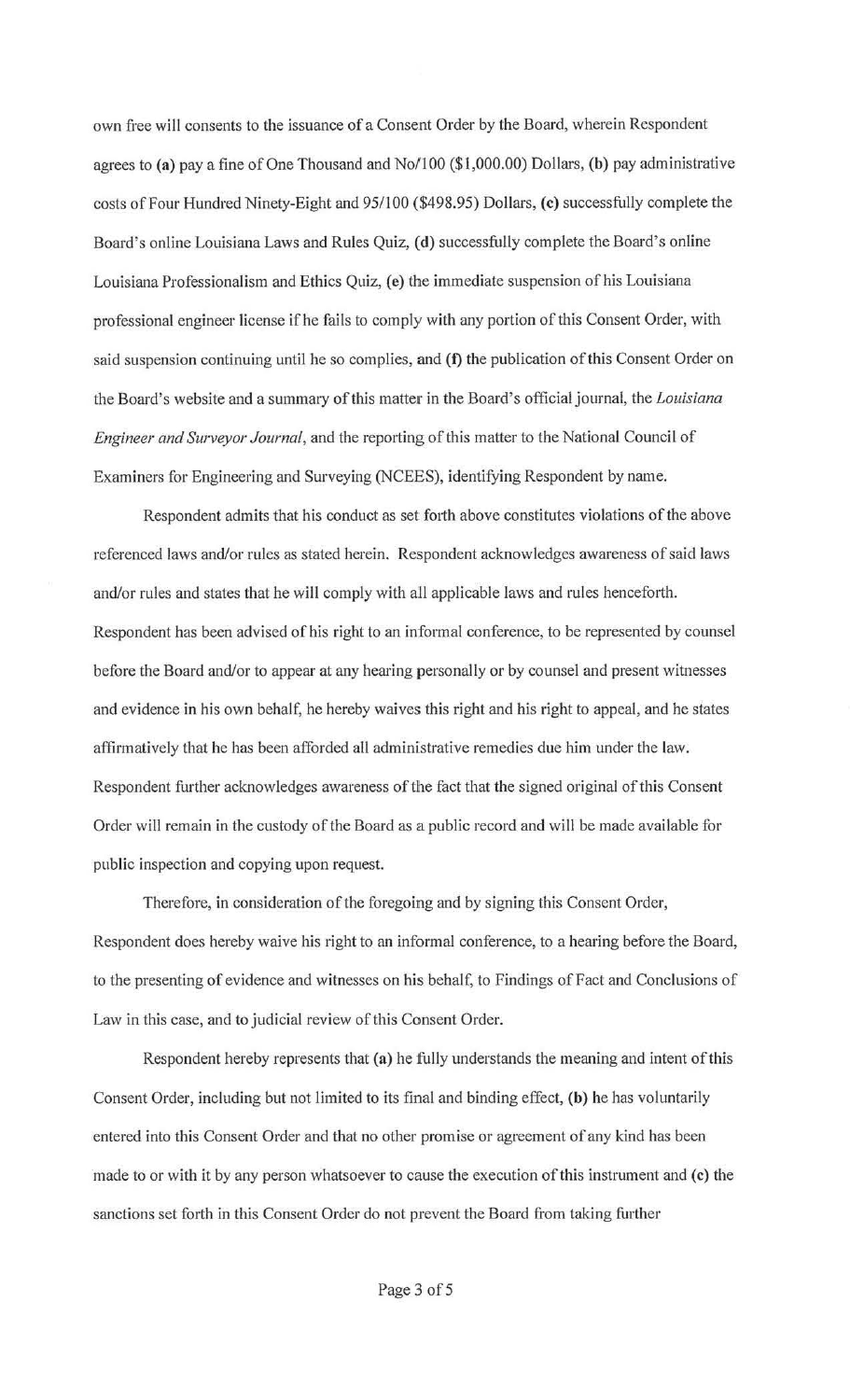own free will consents to the issuance of a Consent Order by the Board, wherein Respondent agrees to **(a)** pay a fine of One Thousand and No/100 ($1,000.00) Dollars, **(b)** pay administrative costs of Four Hundred Ninety-Eight and 95/100 ($498.95) Dollars, **(c)** successfully complete the Board's online Louisiana Laws and Rules Quiz, **(d)** successfully complete the Board's online Louisiana Professionalism and Ethics Quiz, **(e)** the immediate suspension of his Louisiana professional engineer license if he fails to comply with any portion of this Consent Order, with said suspension continuing until he so complies, and **(f)** the publication of this Consent Order on the Board's website and a summary of this matter in the Board's official journal, the *Louisiana Engineer and Surveyor Journal*, and the reporting of this matter to the National Council of Examiners for Engineering and Surveying (NCEES), identifying Respondent by name.

Respondent admits that his conduct as set forth above constitutes violations of the above referenced laws and/or rules as stated herein. Respondent acknowledges awareness of said laws and/or rules and states that he will comply with all applicable laws and rules henceforth. Respondent has been advised of his right to an informal conference, to be represented by counsel before the Board and/or to appear at any hearing personally or by counsel and present witnesses and evidence in his own behalf, he hereby waives this right and his right to appeal, and he states affirmatively that he has been afforded all administrative remedies due him under the law. Respondent further acknowledges awareness of the fact that the signed original of this Consent Order will remain in the custody of the Board as a public record and will be made available for public inspection and copying upon request.

Therefore, in consideration of the foregoing and by signing this Consent Order, Respondent does hereby waive his right to an informal conference, to a hearing before the Board, to the presenting of evidence and witnesses on his behalf, to Findings of Fact and Conclusions of Law in this case, and to judicial review of this Consent Order.

Respondent hereby represents that **(a)** he fully understands the meaning and intent of this Consent Order, including but not limited to its final and binding effect, **(b)** he has voluntarily entered into this Consent Order and that no other promise or agreement of any kind has been made to or with it by any person whatsoever to cause the execution of this instrument and **(c)** the sanctions set forth in this Consent Order do not prevent the Board from taking further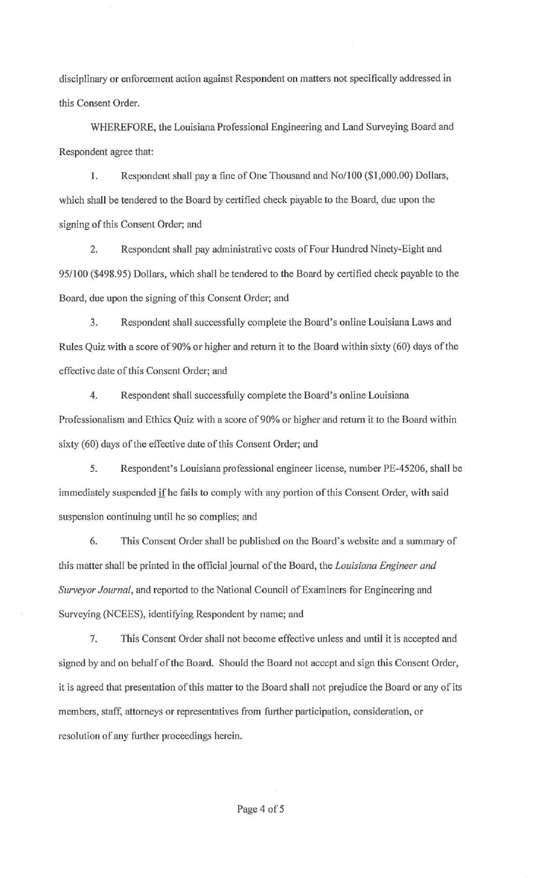disciplinary or enforcement action against Respondent on matters not specifically addressed in this Consent Order.

WHEREFORE, the Louisiana Professional Engineering and Land Surveying Board and Respondent agree that:

1. Respondent shall pay a fine of One Thousand and No/100 ($1,000.00) Dollars, which shall be tendered to the Board by certified check payable to the Board, due upon the signing of this Consent Order; and

2. Respondent shall pay administrative costs of Four Hundred Ninety-Eight and 95/100 ($498.95) Dollars, which shall be tendered to the Board by certified check payable to the Board, due upon the signing of this Consent Order; and

3. Respondent shall successfully complete the Board's online Louisiana Laws and Rules Quiz with a score of 90% or higher and return it to the Board within sixty (60) days of the effective date of this Consent Order; and

4. Respondent shall successfully complete the Board's online Louisiana Professionalism and Ethics Quiz with a score of 90% or higher and return it to the Board within sixty (60) days of the effective date of this Consent Order; and

5. Respondent's Louisiana professional engineer license, number PE-45206, shall be immediately suspended <u>if</u> he fails to comply with any portion of this Consent Order, with said suspension continuing until he so complies; and

6. This Consent Order shall be published on the Board's website and a summary of this matter shall be printed in the official journal of the Board, the *Louisiana Engineer and Surveyor Journal*, and reported to the National Council of Examiners for Engineering and Surveying (NCEES), identifying Respondent by name; and

7. This Consent Order shall not become effective unless and until it is accepted and signed by and on behalf of the Board. Should the Board not accept and sign this Consent Order, it is agreed that presentation of this matter to the Board shall not prejudice the Board or any of its members, staff, attorneys or representatives from further participation, consideration, or resolution of any further proceedings herein.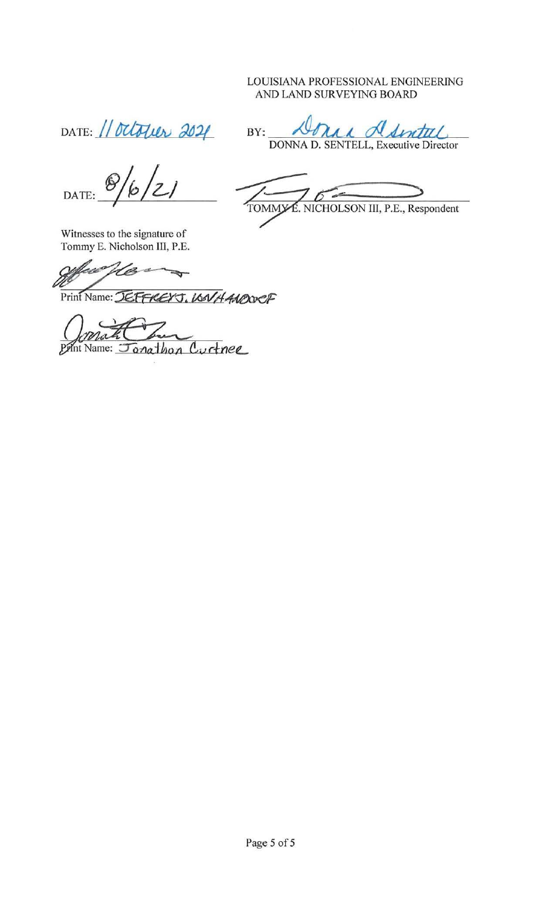LOUISIANA PROFESSIONAL ENGINEERING
AND LAND SURVEYING BOARD

DATE: 11 October 2021

BY: Donna D. Sentell
DONNA D. SENTELL, Executive Director

DATE: 8/6/21

TOMMY E. NICHOLSON III, P.E., Respondent

Witnesses to the signature of
Tommy E. Nicholson III, P.E.

Print Name: JEFFREY J. VANHAMDORF

Print Name: Jonathon Curtnee